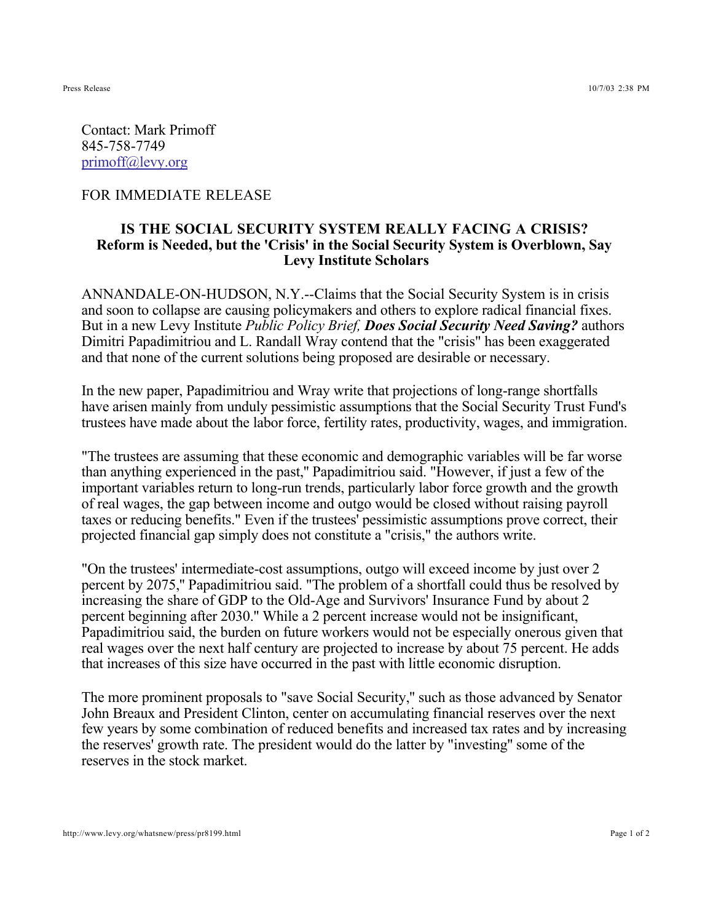Contact: Mark Primoff
845-758-7749
primoff@levy.org

FOR IMMEDIATE RELEASE

**IS THE SOCIAL SECURITY SYSTEM REALLY FACING A CRISIS?**
**Reform is Needed, but the 'Crisis' in the Social Security System is Overblown, Say Levy Institute Scholars**

ANNANDALE-ON-HUDSON, N.Y.--Claims that the Social Security System is in crisis and soon to collapse are causing policymakers and others to explore radical financial fixes. But in a new Levy Institute *Public Policy Brief,* ***Does Social Security Need Saving?*** authors Dimitri Papadimitriou and L. Randall Wray contend that the "crisis" has been exaggerated and that none of the current solutions being proposed are desirable or necessary.

In the new paper, Papadimitriou and Wray write that projections of long-range shortfalls have arisen mainly from unduly pessimistic assumptions that the Social Security Trust Fund's trustees have made about the labor force, fertility rates, productivity, wages, and immigration.

"The trustees are assuming that these economic and demographic variables will be far worse than anything experienced in the past," Papadimitriou said. "However, if just a few of the important variables return to long-run trends, particularly labor force growth and the growth of real wages, the gap between income and outgo would be closed without raising payroll taxes or reducing benefits." Even if the trustees' pessimistic assumptions prove correct, their projected financial gap simply does not constitute a "crisis," the authors write.

"On the trustees' intermediate-cost assumptions, outgo will exceed income by just over 2 percent by 2075," Papadimitriou said. "The problem of a shortfall could thus be resolved by increasing the share of GDP to the Old-Age and Survivors' Insurance Fund by about 2 percent beginning after 2030." While a 2 percent increase would not be insignificant, Papadimitriou said, the burden on future workers would not be especially onerous given that real wages over the next half century are projected to increase by about 75 percent. He adds that increases of this size have occurred in the past with little economic disruption.

The more prominent proposals to "save Social Security," such as those advanced by Senator John Breaux and President Clinton, center on accumulating financial reserves over the next few years by some combination of reduced benefits and increased tax rates and by increasing the reserves' growth rate. The president would do the latter by "investing" some of the reserves in the stock market.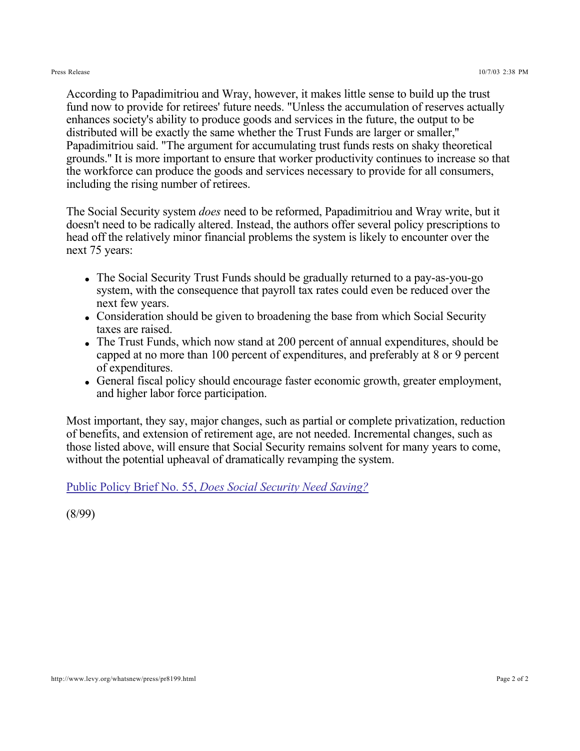According to Papadimitriou and Wray, however, it makes little sense to build up the trust fund now to provide for retirees' future needs. "Unless the accumulation of reserves actually enhances society's ability to produce goods and services in the future, the output to be distributed will be exactly the same whether the Trust Funds are larger or smaller," Papadimitriou said. "The argument for accumulating trust funds rests on shaky theoretical grounds." It is more important to ensure that worker productivity continues to increase so that the workforce can produce the goods and services necessary to provide for all consumers, including the rising number of retirees.

The Social Security system *does* need to be reformed, Papadimitriou and Wray write, but it doesn't need to be radically altered. Instead, the authors offer several policy prescriptions to head off the relatively minor financial problems the system is likely to encounter over the next 75 years:

- The Social Security Trust Funds should be gradually returned to a pay-as-you-go system, with the consequence that payroll tax rates could even be reduced over the next few years.
- Consideration should be given to broadening the base from which Social Security taxes are raised.
- The Trust Funds, which now stand at 200 percent of annual expenditures, should be capped at no more than 100 percent of expenditures, and preferably at 8 or 9 percent of expenditures.
- General fiscal policy should encourage faster economic growth, greater employment, and higher labor force participation.

Most important, they say, major changes, such as partial or complete privatization, reduction of benefits, and extension of retirement age, are not needed. Incremental changes, such as those listed above, will ensure that Social Security remains solvent for many years to come, without the potential upheaval of dramatically revamping the system.

Public Policy Brief No. 55, *Does Social Security Need Saving?*

(8/99)